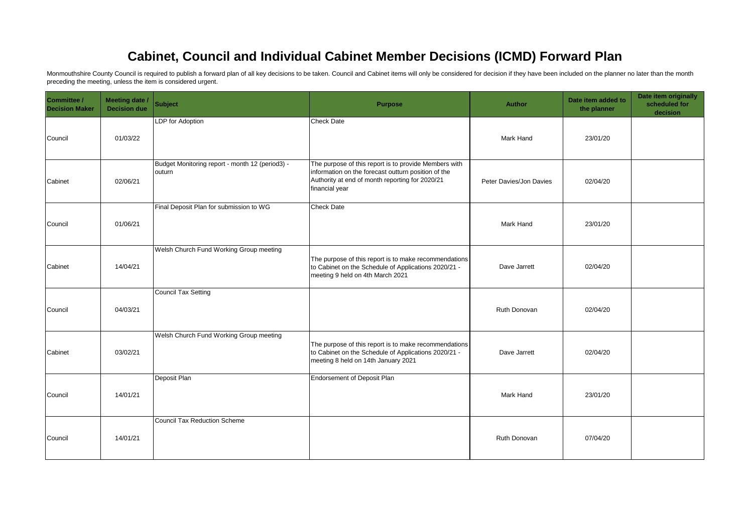# Cabinet, Council and Individual Cabinet Member Decisions (ICMD) Forward Plan

Monmouthshire County Council is required to publish a forward plan of all key decisions to be taken. Council and Cabinet items will only be considered for decision if they have been included on the planner no later than the month preceding the meeting, unless the item is considered urgent.

| Committee / Decision Maker | Meeting date / Decision due | Subject | Purpose | Author | Date item added to the planner | Date item originally scheduled for decision |
|---|---|---|---|---|---|---|
| Council | 01/03/22 | LDP for Adoption | Check Date | Mark Hand | 23/01/20 | |
| Cabinet | 02/06/21 | Budget Monitoring report - month 12 (period3) - outurn | The purpose of this report is to provide Members with information on the forecast outturn position of the Authority at end of month reporting for 2020/21 financial year | Peter Davies/Jon Davies | 02/04/20 | |
| Council | 01/06/21 | Final Deposit Plan for submission to WG | Check Date | Mark Hand | 23/01/20 | |
| Cabinet | 14/04/21 | Welsh Church Fund Working Group meeting | The purpose of this report is to make recommendations to Cabinet on the Schedule of Applications 2020/21 - meeting 9 held on 4th March 2021 | Dave Jarrett | 02/04/20 | |
| Council | 04/03/21 | Council Tax Setting | | Ruth Donovan | 02/04/20 | |
| Cabinet | 03/02/21 | Welsh Church Fund Working Group meeting | The purpose of this report is to make recommendations to Cabinet on the Schedule of Applications 2020/21 - meeting 8 held on 14th January 2021 | Dave Jarrett | 02/04/20 | |
| Council | 14/01/21 | Deposit Plan | Endorsement of Deposit Plan | Mark Hand | 23/01/20 | |
| Council | 14/01/21 | Council Tax Reduction Scheme | | Ruth Donovan | 07/04/20 | |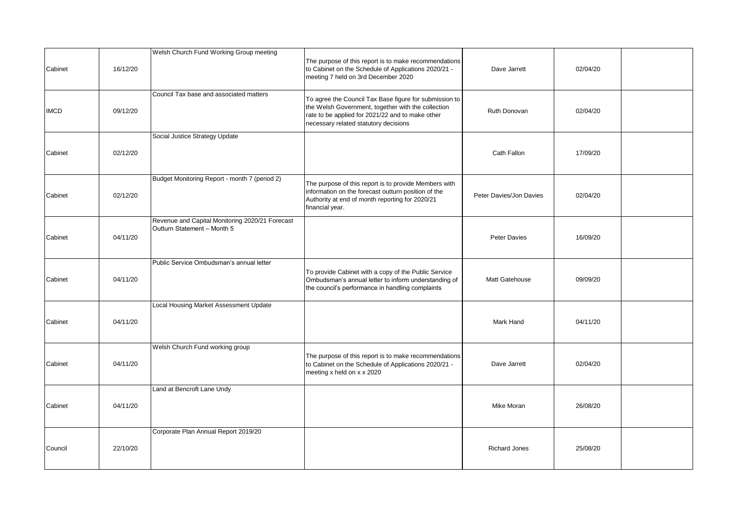| | | | | | | |
|---|---|---|---|---|---|---|
| Cabinet | 16/12/20 | Welsh Church Fund Working Group meeting | The purpose of this report is to make recommendations to Cabinet on the Schedule of Applications 2020/21 - meeting 7 held on 3rd December 2020 | Dave Jarrett | 02/04/20 | |
| IMCD | 09/12/20 | Council Tax base and associated matters | To agree the Council Tax Base figure for submission to the Welsh Government, together with the collection rate to be applied for 2021/22 and to make other necessary related statutory decisions | Ruth Donovan | 02/04/20 | |
| Cabinet | 02/12/20 | Social Justice Strategy Update | | Cath Fallon | 17/09/20 | |
| Cabinet | 02/12/20 | Budget Monitoring Report - month 7 (period 2) | The purpose of this report is to provide Members with information on the forecast outturn position of the Authority at end of month reporting for 2020/21 financial year. | Peter Davies/Jon Davies | 02/04/20 | |
| Cabinet | 04/11/20 | Revenue and Capital Monitoring 2020/21 Forecast Outturn Statement – Month 5 | | Peter Davies | 16/09/20 | |
| Cabinet | 04/11/20 | Public Service Ombudsman's annual letter | To provide Cabinet with a copy of the Public Service Ombudsman's annual letter to inform understanding of the council's performance in handling complaints | Matt Gatehouse | 09/09/20 | |
| Cabinet | 04/11/20 | Local Housing Market Assessment Update | | Mark Hand | 04/11/20 | |
| Cabinet | 04/11/20 | Welsh Church Fund working group | The purpose of this report is to make recommendations to Cabinet on the Schedule of Applications 2020/21 - meeting x held on x x 2020 | Dave Jarrett | 02/04/20 | |
| Cabinet | 04/11/20 | Land at Bencroft Lane Undy | | Mike Moran | 26/08/20 | |
| Council | 22/10/20 | Corporate Plan Annual Report 2019/20 | | Richard Jones | 25/08/20 | |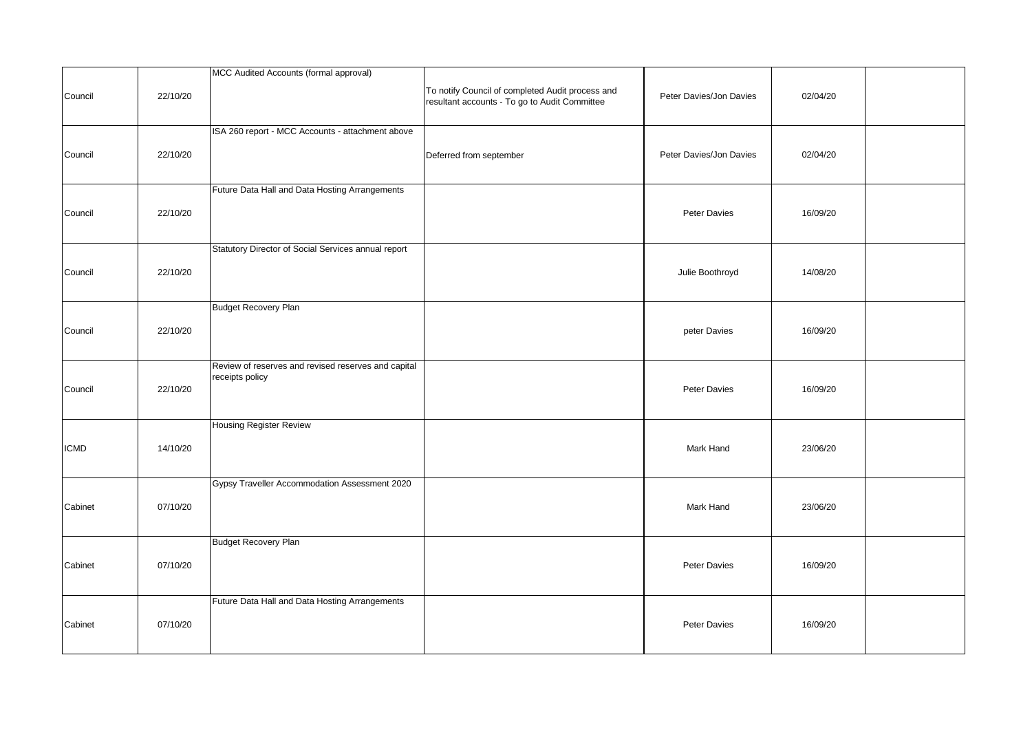| | | | | | | |
|---|---|---|---|---|---|---|
| Council | 22/10/20 | MCC Audited Accounts (formal approval) | To notify Council of completed Audit process and resultant accounts - To go to Audit Committee | Peter Davies/Jon Davies | 02/04/20 | |
| Council | 22/10/20 | ISA 260 report - MCC Accounts - attachment above | Deferred from september | Peter Davies/Jon Davies | 02/04/20 | |
| Council | 22/10/20 | Future Data Hall and Data Hosting Arrangements | | Peter Davies | 16/09/20 | |
| Council | 22/10/20 | Statutory Director of Social Services annual report | | Julie Boothroyd | 14/08/20 | |
| Council | 22/10/20 | Budget Recovery Plan | | peter Davies | 16/09/20 | |
| Council | 22/10/20 | Review of reserves and revised reserves and capital receipts policy | | Peter Davies | 16/09/20 | |
| ICMD | 14/10/20 | Housing Register Review | | Mark Hand | 23/06/20 | |
| Cabinet | 07/10/20 | Gypsy Traveller Accommodation Assessment 2020 | | Mark Hand | 23/06/20 | |
| Cabinet | 07/10/20 | Budget Recovery Plan | | Peter Davies | 16/09/20 | |
| Cabinet | 07/10/20 | Future Data Hall and Data Hosting Arrangements | | Peter Davies | 16/09/20 | |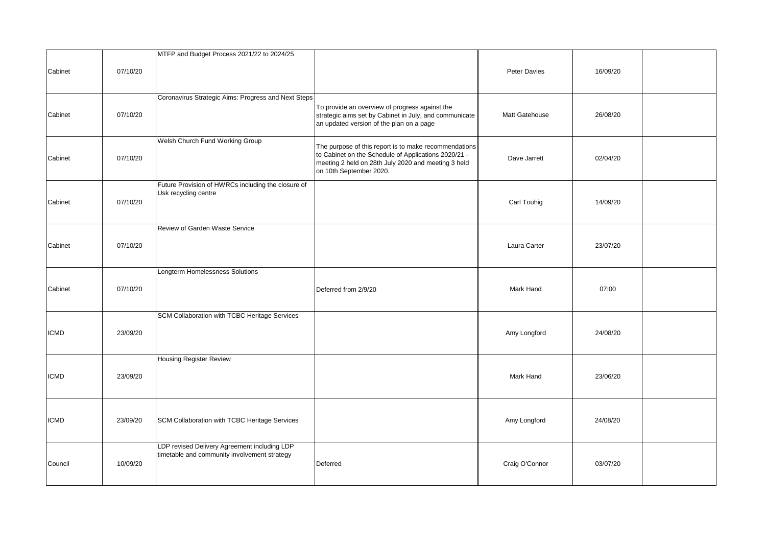| | | | | | | |
|---|---|---|---|---|---|---|
| Cabinet | 07/10/20 | MTFP and Budget Process 2021/22 to 2024/25 | | Peter Davies | 16/09/20 | |
| Cabinet | 07/10/20 | Coronavirus Strategic Aims: Progress and Next Steps | To provide an overview of progress against the strategic aims set by Cabinet in July, and communicate an updated version of the plan on a page | Matt Gatehouse | 26/08/20 | |
| Cabinet | 07/10/20 | Welsh Church Fund Working Group | The purpose of this report is to make recommendations to Cabinet on the Schedule of Applications 2020/21 - meeting 2 held on 28th July 2020 and meeting 3 held on 10th September 2020. | Dave Jarrett | 02/04/20 | |
| Cabinet | 07/10/20 | Future Provision of HWRCs including the closure of Usk recycling centre | | Carl Touhig | 14/09/20 | |
| Cabinet | 07/10/20 | Review of Garden Waste Service | | Laura Carter | 23/07/20 | |
| Cabinet | 07/10/20 | Longterm Homelessness Solutions | Deferred from 2/9/20 | Mark Hand | 07:00 | |
| ICMD | 23/09/20 | SCM Collaboration with TCBC Heritage Services | | Amy Longford | 24/08/20 | |
| ICMD | 23/09/20 | Housing Register Review | | Mark Hand | 23/06/20 | |
| ICMD | 23/09/20 | SCM Collaboration with TCBC Heritage Services | | Amy Longford | 24/08/20 | |
| Council | 10/09/20 | LDP revised Delivery Agreement including LDP timetable and community involvement strategy | Deferred | Craig O'Connor | 03/07/20 | |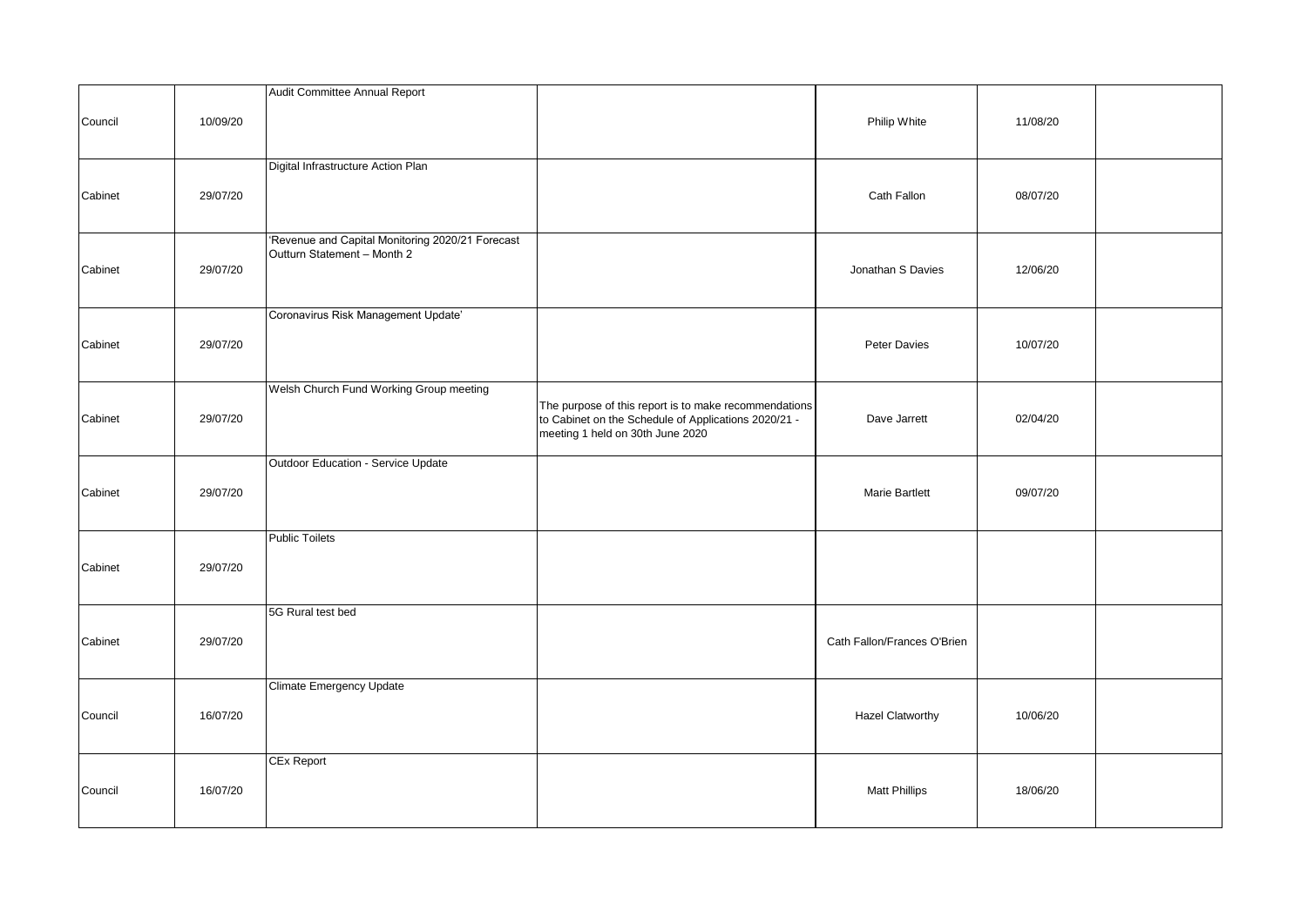| | | | | | | |
|---|---|---|---|---|---|---|
| Council | 10/09/20 | Audit Committee Annual Report | | Philip White | 11/08/20 | |
| Cabinet | 29/07/20 | Digital Infrastructure Action Plan | | Cath Fallon | 08/07/20 | |
| Cabinet | 29/07/20 | 'Revenue and Capital Monitoring 2020/21 Forecast Outturn Statement – Month 2 | | Jonathan S Davies | 12/06/20 | |
| Cabinet | 29/07/20 | Coronavirus Risk Management Update' | | Peter Davies | 10/07/20 | |
| Cabinet | 29/07/20 | Welsh Church Fund Working Group meeting | The purpose of this report is to make recommendations to Cabinet on the Schedule of Applications 2020/21 - meeting 1 held on 30th June 2020 | Dave Jarrett | 02/04/20 | |
| Cabinet | 29/07/20 | Outdoor Education - Service Update | | Marie Bartlett | 09/07/20 | |
| Cabinet | 29/07/20 | Public Toilets | | | | |
| Cabinet | 29/07/20 | 5G Rural test bed | | Cath Fallon/Frances O'Brien | | |
| Council | 16/07/20 | Climate Emergency Update | | Hazel Clatworthy | 10/06/20 | |
| Council | 16/07/20 | CEx Report | | Matt Phillips | 18/06/20 | |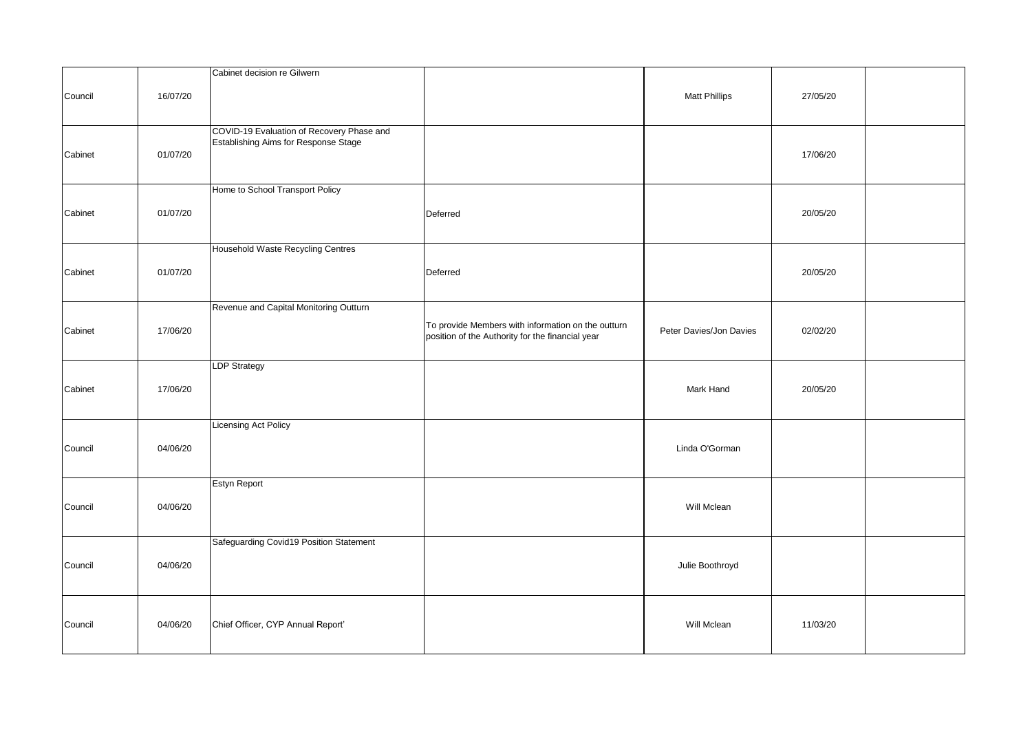| | | | | | | |
|---|---|---|---|---|---|---|
| Council | 16/07/20 | Cabinet decision re Gilwern | | Matt Phillips | 27/05/20 | |
| Cabinet | 01/07/20 | COVID-19 Evaluation of Recovery Phase and Establishing Aims for Response Stage | | | 17/06/20 | |
| Cabinet | 01/07/20 | Home to School Transport Policy | Deferred | | 20/05/20 | |
| Cabinet | 01/07/20 | Household Waste Recycling Centres | Deferred | | 20/05/20 | |
| Cabinet | 17/06/20 | Revenue and Capital Monitoring Outturn | To provide Members with information on the outturn position of the Authority for the financial year | Peter Davies/Jon Davies | 02/02/20 | |
| Cabinet | 17/06/20 | LDP Strategy | | Mark Hand | 20/05/20 | |
| Council | 04/06/20 | Licensing Act Policy | | Linda O'Gorman | | |
| Council | 04/06/20 | Estyn Report | | Will Mclean | | |
| Council | 04/06/20 | Safeguarding Covid19 Position Statement | | Julie Boothroyd | | |
| Council | 04/06/20 | Chief Officer, CYP Annual Report' | | Will Mclean | 11/03/20 | |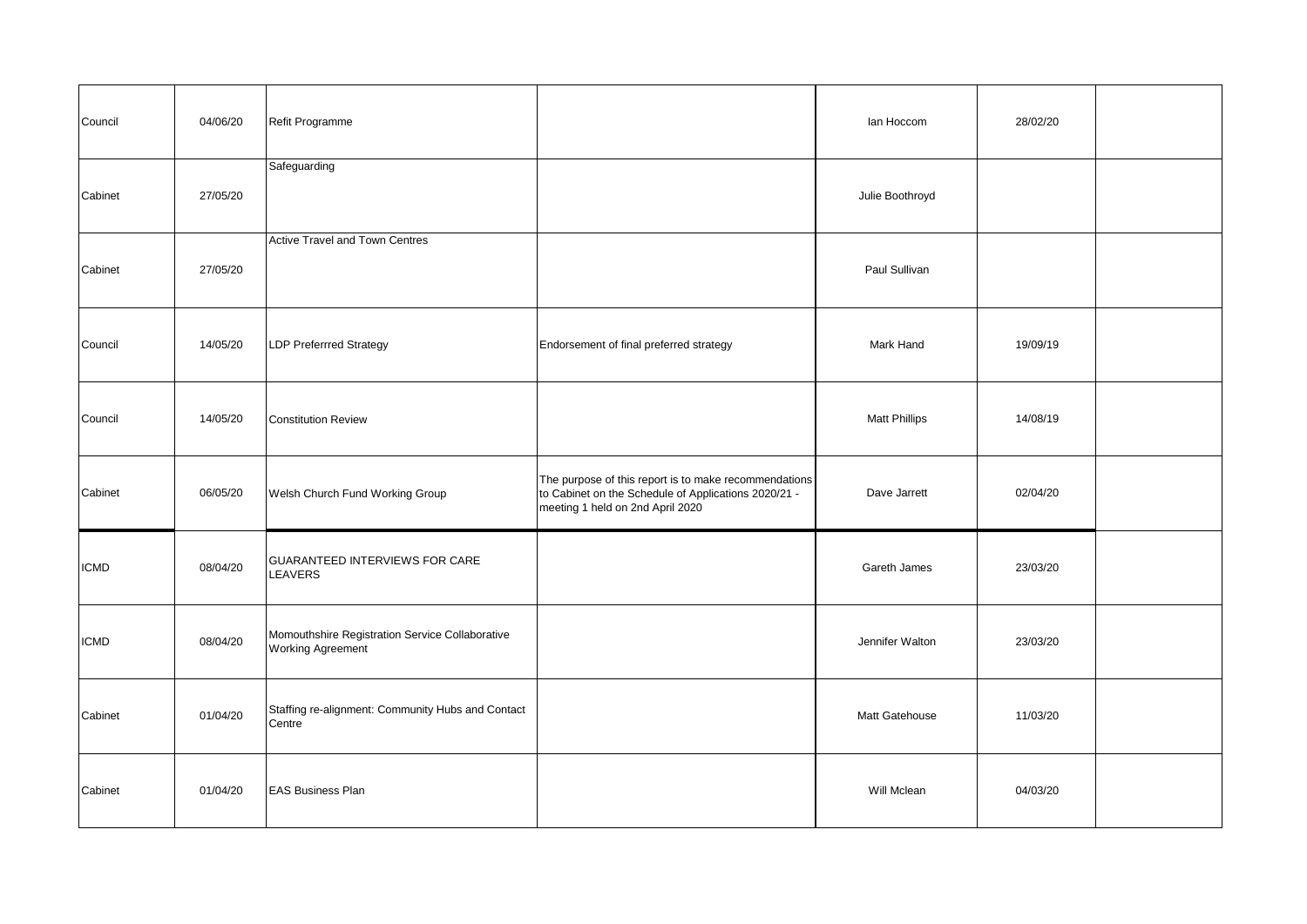| | | | | | | |
|---|---|---|---|---|---|---|
| Council | 04/06/20 | Refit Programme | | Ian Hoccom | 28/02/20 | |
| Cabinet | 27/05/20 | Safeguarding | | Julie Boothroyd | | |
| Cabinet | 27/05/20 | Active Travel and Town Centres | | Paul Sullivan | | |
| Council | 14/05/20 | LDP Preferrred Strategy | Endorsement of final preferred strategy | Mark Hand | 19/09/19 | |
| Council | 14/05/20 | Constitution Review | | Matt Phillips | 14/08/19 | |
| Cabinet | 06/05/20 | Welsh Church Fund Working Group | The purpose of this report is to make recommendations to Cabinet on the Schedule of Applications 2020/21 - meeting 1 held on 2nd April 2020 | Dave Jarrett | 02/04/20 | |
| ICMD | 08/04/20 | GUARANTEED INTERVIEWS FOR CARE LEAVERS | | Gareth James | 23/03/20 | |
| ICMD | 08/04/20 | Momouthshire Registration Service Collaborative Working Agreement | | Jennifer Walton | 23/03/20 | |
| Cabinet | 01/04/20 | Staffing re-alignment: Community Hubs and Contact Centre | | Matt Gatehouse | 11/03/20 | |
| Cabinet | 01/04/20 | EAS Business Plan | | Will Mclean | 04/03/20 | |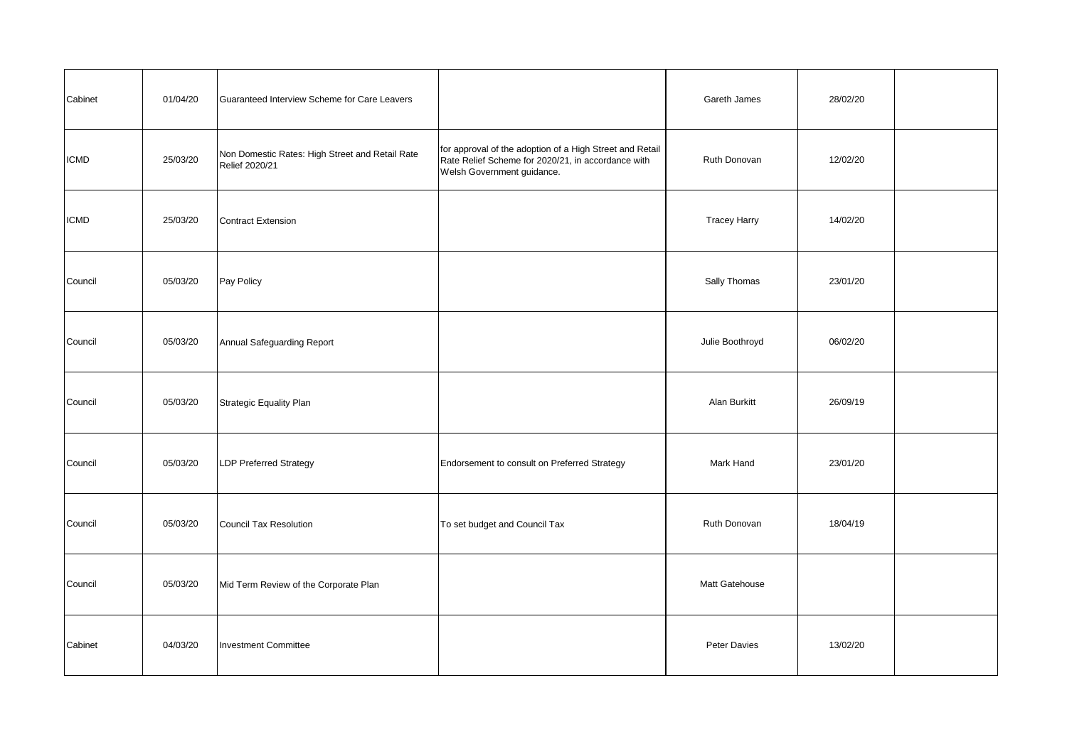| | | | | | | |
|---|---|---|---|---|---|---|
| Cabinet | 01/04/20 | Guaranteed Interview Scheme for Care Leavers | | Gareth James | 28/02/20 | |
| ICMD | 25/03/20 | Non Domestic Rates: High Street and Retail Rate Relief 2020/21 | for approval of the adoption of a High Street and Retail Rate Relief Scheme for 2020/21, in accordance with Welsh Government guidance. | Ruth Donovan | 12/02/20 | |
| ICMD | 25/03/20 | Contract Extension | | Tracey Harry | 14/02/20 | |
| Council | 05/03/20 | Pay Policy | | Sally Thomas | 23/01/20 | |
| Council | 05/03/20 | Annual Safeguarding Report | | Julie Boothroyd | 06/02/20 | |
| Council | 05/03/20 | Strategic Equality Plan | | Alan Burkitt | 26/09/19 | |
| Council | 05/03/20 | LDP Preferred Strategy | Endorsement to consult on Preferred Strategy | Mark Hand | 23/01/20 | |
| Council | 05/03/20 | Council Tax Resolution | To set budget and Council Tax | Ruth Donovan | 18/04/19 | |
| Council | 05/03/20 | Mid Term Review of the Corporate Plan | | Matt Gatehouse | | |
| Cabinet | 04/03/20 | Investment Committee | | Peter Davies | 13/02/20 | |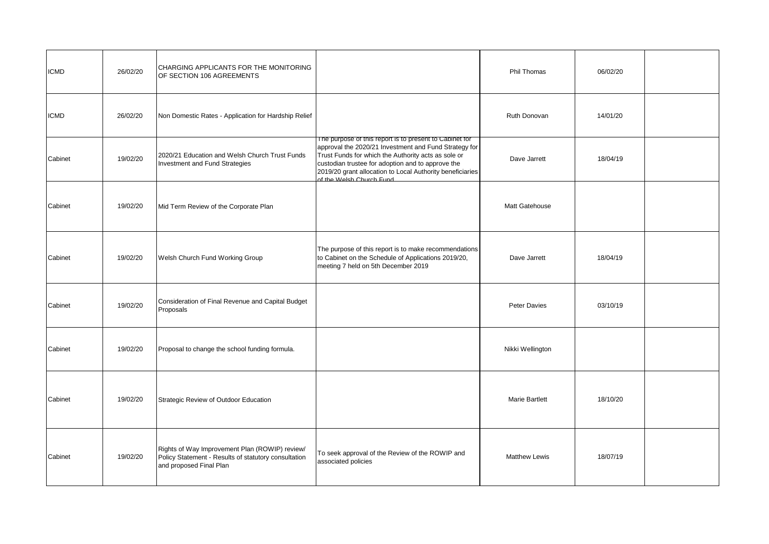| | | | | | | |
|---|---|---|---|---|---|---|
| ICMD | 26/02/20 | CHARGING APPLICANTS FOR THE MONITORING OF SECTION 106 AGREEMENTS | | Phil Thomas | 06/02/20 | |
| ICMD | 26/02/20 | Non Domestic Rates - Application for Hardship Relief | | Ruth Donovan | 14/01/20 | |
| Cabinet | 19/02/20 | 2020/21 Education and Welsh Church Trust Funds Investment and Fund Strategies | The purpose of this report is to present to Cabinet for approval the 2020/21 Investment and Fund Strategy for Trust Funds for which the Authority acts as sole or custodian trustee for adoption and to approve the 2019/20 grant allocation to Local Authority beneficiaries of the Welsh Church Fund | Dave Jarrett | 18/04/19 | |
| Cabinet | 19/02/20 | Mid Term Review of the Corporate Plan | | Matt Gatehouse | | |
| Cabinet | 19/02/20 | Welsh Church Fund Working Group | The purpose of this report is to make recommendations to Cabinet on the Schedule of Applications 2019/20, meeting 7 held on 5th December 2019 | Dave Jarrett | 18/04/19 | |
| Cabinet | 19/02/20 | Consideration of Final Revenue and Capital Budget Proposals | | Peter Davies | 03/10/19 | |
| Cabinet | 19/02/20 | Proposal to change the school funding formula. | | Nikki Wellington | | |
| Cabinet | 19/02/20 | Strategic Review of Outdoor Education | | Marie Bartlett | 18/10/20 | |
| Cabinet | 19/02/20 | Rights of Way Improvement Plan (ROWIP) review/ Policy Statement - Results of statutory consultation and proposed Final Plan | To seek approval of the Review of the ROWIP and associated policies | Matthew Lewis | 18/07/19 | |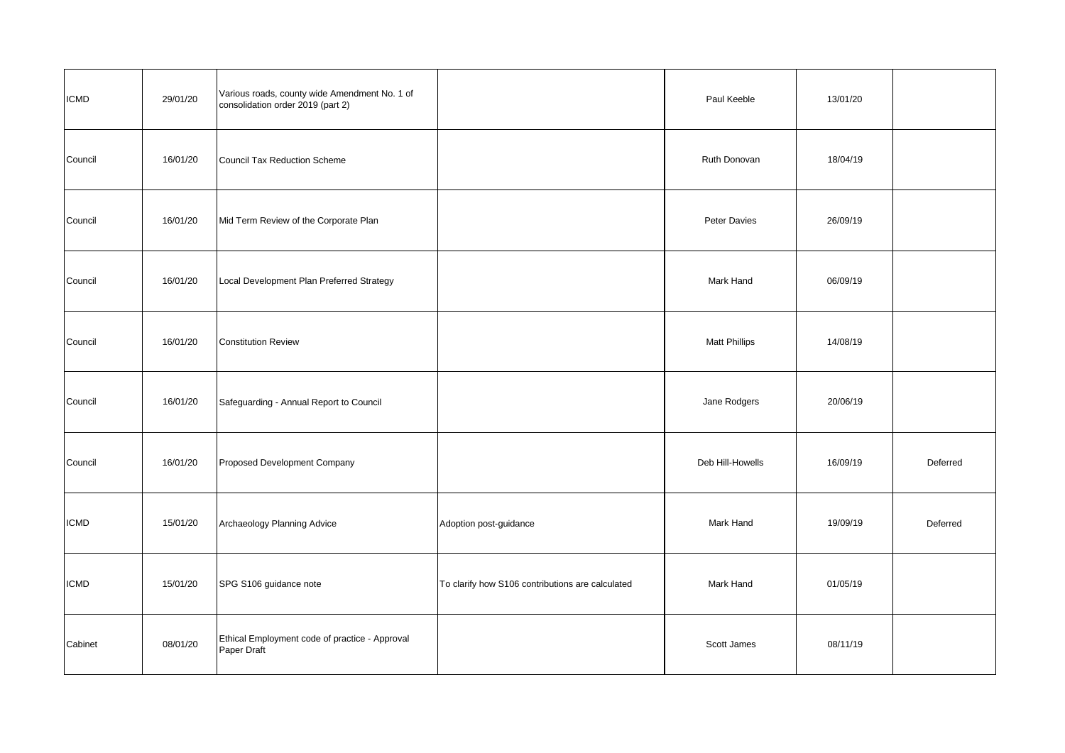| | | | | | | |
|---|---|---|---|---|---|---|
| ICMD | 29/01/20 | Various roads, county wide Amendment No. 1 of consolidation order 2019 (part 2) | | Paul Keeble | 13/01/20 | |
| Council | 16/01/20 | Council Tax Reduction Scheme | | Ruth Donovan | 18/04/19 | |
| Council | 16/01/20 | Mid Term Review of the Corporate Plan | | Peter Davies | 26/09/19 | |
| Council | 16/01/20 | Local Development Plan Preferred Strategy | | Mark Hand | 06/09/19 | |
| Council | 16/01/20 | Constitution Review | | Matt Phillips | 14/08/19 | |
| Council | 16/01/20 | Safeguarding - Annual Report to Council | | Jane Rodgers | 20/06/19 | |
| Council | 16/01/20 | Proposed Development Company | | Deb Hill-Howells | 16/09/19 | Deferred |
| ICMD | 15/01/20 | Archaeology Planning Advice | Adoption post-guidance | Mark Hand | 19/09/19 | Deferred |
| ICMD | 15/01/20 | SPG S106 guidance note | To clarify how S106 contributions are calculated | Mark Hand | 01/05/19 | |
| Cabinet | 08/01/20 | Ethical Employment code of practice - Approval Paper Draft | | Scott James | 08/11/19 | |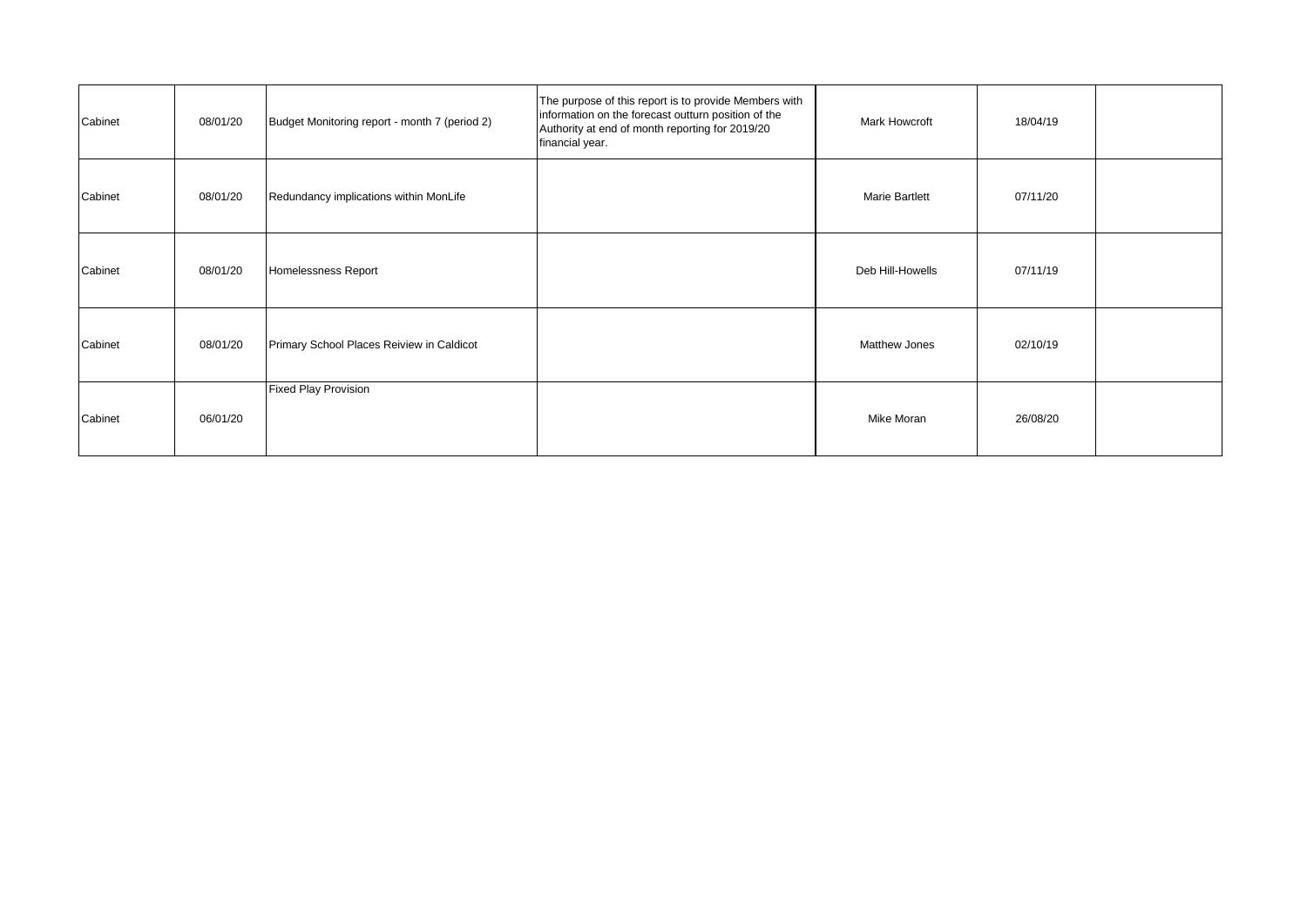| | | | | | | |
|---|---|---|---|---|---|---|
| Cabinet | 08/01/20 | Budget Monitoring report - month 7 (period 2) | The purpose of this report is to provide Members with information on the forecast outturn position of the Authority at end of month reporting for 2019/20 financial year. | Mark Howcroft | 18/04/19 | |
| Cabinet | 08/01/20 | Redundancy implications within MonLife | | Marie Bartlett | 07/11/20 | |
| Cabinet | 08/01/20 | Homelessness Report | | Deb Hill-Howells | 07/11/19 | |
| Cabinet | 08/01/20 | Primary School Places Reiview in Caldicot | | Matthew Jones | 02/10/19 | |
| Cabinet | 06/01/20 | Fixed Play Provision | | Mike Moran | 26/08/20 | |